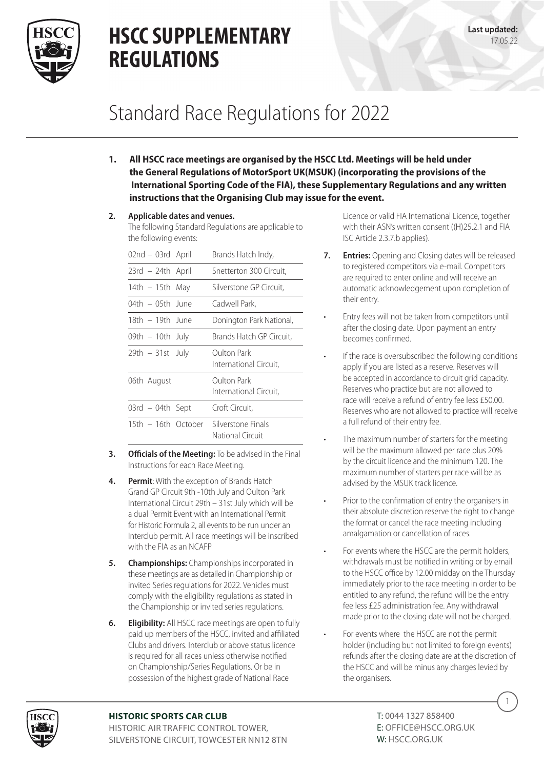# HSCC SUPPLEMENTARY REGULATIONS

**Last updated:** 17.05.22

## Standard Race Regulations for 2022

**1. All HSCC race meetings are organised by the HSCC Ltd. Meetings will be held under the General Regulations of MotorSport UK(MSUK) (incorporating the provisions of the International Sporting Code of the FIA), these Supplementary Regulations and any written instructions that the Organising Club may issue for the event.**

**2. Applicable dates and venues.**
The following Standard Regulations are applicable to the following events:

| | |
|---|---|
| 02nd – 03rd April | Brands Hatch Indy, |
| 23rd – 24th April | Snetterton 300 Circuit, |
| 14th – 15th May | Silverstone GP Circuit, |
| 04th – 05th June | Cadwell Park, |
| 18th – 19th June | Donington Park National, |
| 09th – 10th July | Brands Hatch GP Circuit, |
| 29th – 31st July | Oulton Park International Circuit, |
| 06th August | Oulton Park International Circuit, |
| 03rd – 04th Sept | Croft Circuit, |
| 15th – 16th October | Silverstone Finals National Circuit |

**3. Officials of the Meeting:** To be advised in the Final Instructions for each Race Meeting.

**4. Permit**: With the exception of Brands Hatch Grand GP Circuit 9th -10th July and Oulton Park International Circuit 29th – 31st July which will be a dual Permit Event with an International Permit for Historic Formula 2, all events to be run under an Interclub permit. All race meetings will be inscribed with the FIA as an NCAFP

**5. Championships:** Championships incorporated in these meetings are as detailed in Championship or invited Series regulations for 2022. Vehicles must comply with the eligibility regulations as stated in the Championship or invited series regulations.

**6. Eligibility:** All HSCC race meetings are open to fully paid up members of the HSCC, invited and affiliated Clubs and drivers. Interclub or above status licence is required for all races unless otherwise notified on Championship/Series Regulations. Or be in possession of the highest grade of National Race Licence or valid FIA International Licence, together with their ASN's written consent ((H)25.2.1 and FIA ISC Article 2.3.7.b applies).

**7. Entries:** Opening and Closing dates will be released to registered competitors via e-mail. Competitors are required to enter online and will receive an automatic acknowledgement upon completion of their entry.

- Entry fees will not be taken from competitors until after the closing date. Upon payment an entry becomes confirmed.
- If the race is oversubscribed the following conditions apply if you are listed as a reserve. Reserves will be accepted in accordance to circuit grid capacity. Reserves who practice but are not allowed to race will receive a refund of entry fee less £50.00. Reserves who are not allowed to practice will receive a full refund of their entry fee.
- The maximum number of starters for the meeting will be the maximum allowed per race plus 20% by the circuit licence and the minimum 120. The maximum number of starters per race will be as advised by the MSUK track licence.
- Prior to the confirmation of entry the organisers in their absolute discretion reserve the right to change the format or cancel the race meeting including amalgamation or cancellation of races.
- For events where the HSCC are the permit holders, withdrawals must be notified in writing or by email to the HSCC office by 12.00 midday on the Thursday immediately prior to the race meeting in order to be entitled to any refund, the refund will be the entry fee less £25 administration fee. Any withdrawal made prior to the closing date will not be charged.
- For events where the HSCC are not the permit holder (including but not limited to foreign events) refunds after the closing date are at the discretion of the HSCC and will be minus any charges levied by the organisers.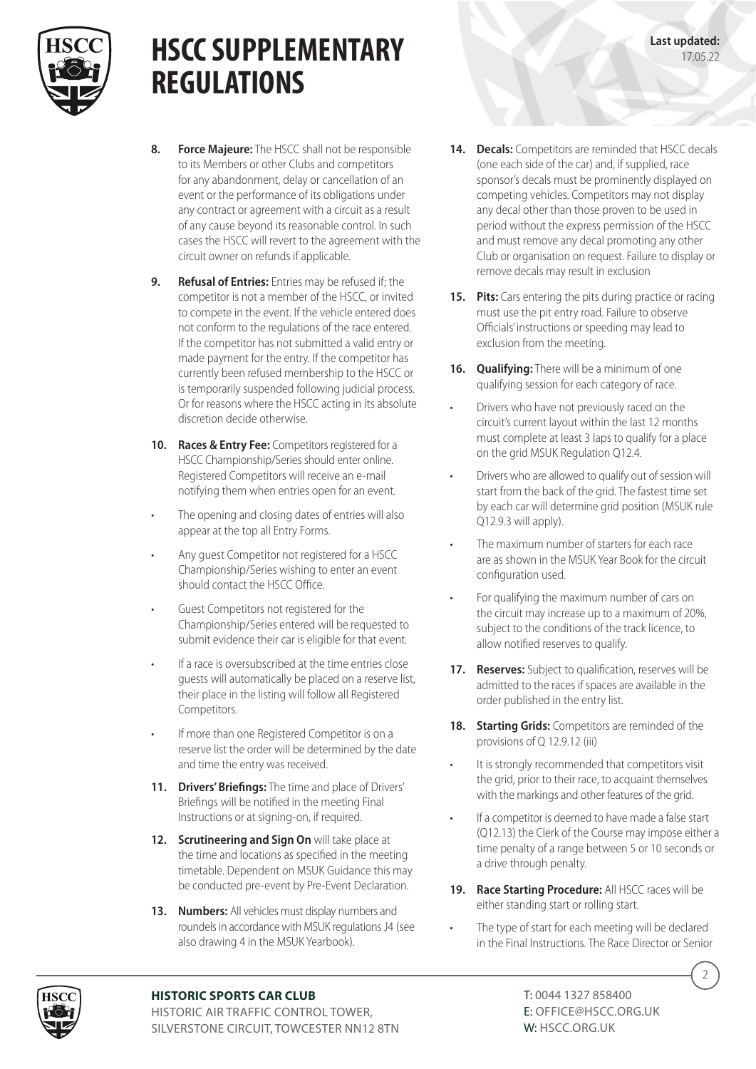8. **Force Majeure:** The HSCC shall not be responsible to its Members or other Clubs and competitors for any abandonment, delay or cancellation of an event or the performance of its obligations under any contract or agreement with a circuit as a result of any cause beyond its reasonable control. In such cases the HSCC will revert to the agreement with the circuit owner on refunds if applicable.

9. **Refusal of Entries:** Entries may be refused if; the competitor is not a member of the HSCC, or invited to compete in the event. If the vehicle entered does not conform to the regulations of the race entered. If the competitor has not submitted a valid entry or made payment for the entry. If the competitor has currently been refused membership to the HSCC or is temporarily suspended following judicial process. Or for reasons where the HSCC acting in its absolute discretion decide otherwise.

10. **Races & Entry Fee:** Competitors registered for a HSCC Championship/Series should enter online. Registered Competitors will receive an e-mail notifying them when entries open for an event.

- The opening and closing dates of entries will also appear at the top all Entry Forms.
- Any guest Competitor not registered for a HSCC Championship/Series wishing to enter an event should contact the HSCC Office.
- Guest Competitors not registered for the Championship/Series entered will be requested to submit evidence their car is eligible for that event.
- If a race is oversubscribed at the time entries close guests will automatically be placed on a reserve list, their place in the listing will follow all Registered Competitors.
- If more than one Registered Competitor is on a reserve list the order will be determined by the date and time the entry was received.

11. **Drivers' Briefings:** The time and place of Drivers' Briefings will be notified in the meeting Final Instructions or at signing-on, if required.

12. **Scrutineering and Sign On** will take place at the time and locations as specified in the meeting timetable. Dependent on MSUK Guidance this may be conducted pre-event by Pre-Event Declaration.

13. **Numbers:** All vehicles must display numbers and roundels in accordance with MSUK regulations J4 (see also drawing 4 in the MSUK Yearbook).

14. **Decals:** Competitors are reminded that HSCC decals (one each side of the car) and, if supplied, race sponsor's decals must be prominently displayed on competing vehicles. Competitors may not display any decal other than those proven to be used in period without the express permission of the HSCC and must remove any decal promoting any other Club or organisation on request. Failure to display or remove decals may result in exclusion

15. **Pits:** Cars entering the pits during practice or racing must use the pit entry road. Failure to observe Officials' instructions or speeding may lead to exclusion from the meeting.

16. **Qualifying:** There will be a minimum of one qualifying session for each category of race.

- Drivers who have not previously raced on the circuit's current layout within the last 12 months must complete at least 3 laps to qualify for a place on the grid MSUK Regulation Q12.4.
- Drivers who are allowed to qualify out of session will start from the back of the grid. The fastest time set by each car will determine grid position (MSUK rule Q12.9.3 will apply).
- The maximum number of starters for each race are as shown in the MSUK Year Book for the circuit configuration used.
- For qualifying the maximum number of cars on the circuit may increase up to a maximum of 20%, subject to the conditions of the track licence, to allow notified reserves to qualify.

17. **Reserves:** Subject to qualification, reserves will be admitted to the races if spaces are available in the order published in the entry list.

18. **Starting Grids:** Competitors are reminded of the provisions of Q 12.9.12 (iii)

- It is strongly recommended that competitors visit the grid, prior to their race, to acquaint themselves with the markings and other features of the grid.
- If a competitor is deemed to have made a false start (Q12.13) the Clerk of the Course may impose either a time penalty of a range between 5 or 10 seconds or a drive through penalty.

19. **Race Starting Procedure:** All HSCC races will be either standing start or rolling start.

- The type of start for each meeting will be declared in the Final Instructions. The Race Director or Senior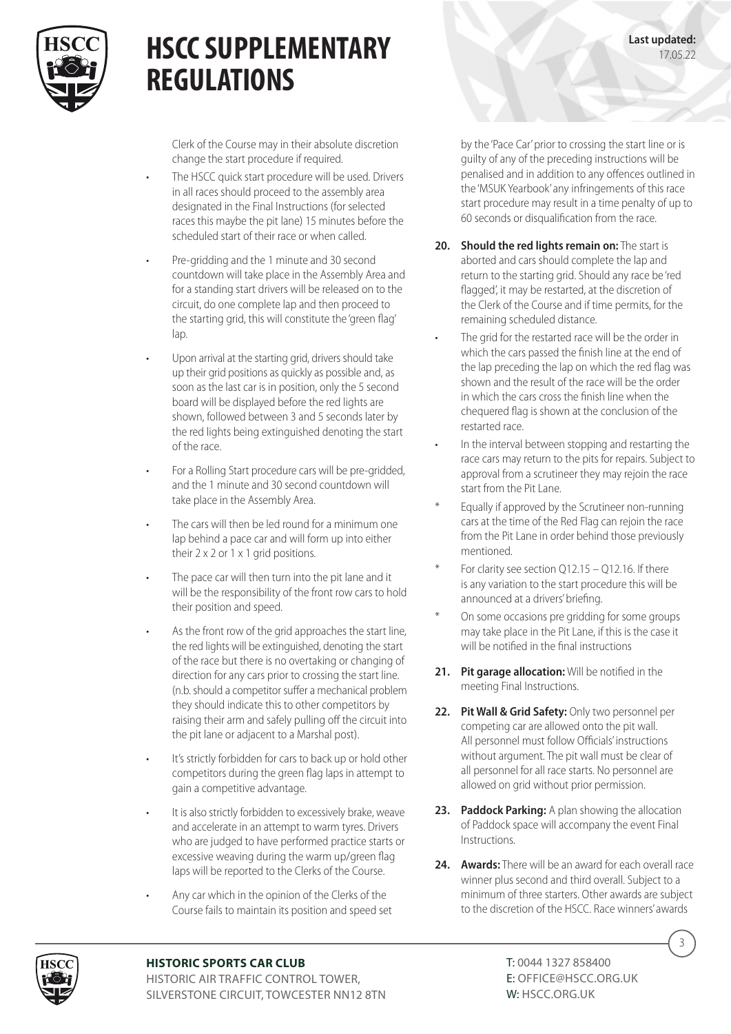Clerk of the Course may in their absolute discretion change the start procedure if required.

- The HSCC quick start procedure will be used. Drivers in all races should proceed to the assembly area designated in the Final Instructions (for selected races this maybe the pit lane) 15 minutes before the scheduled start of their race or when called.
- Pre-gridding and the 1 minute and 30 second countdown will take place in the Assembly Area and for a standing start drivers will be released on to the circuit, do one complete lap and then proceed to the starting grid, this will constitute the 'green flag' lap.
- Upon arrival at the starting grid, drivers should take up their grid positions as quickly as possible and, as soon as the last car is in position, only the 5 second board will be displayed before the red lights are shown, followed between 3 and 5 seconds later by the red lights being extinguished denoting the start of the race.
- For a Rolling Start procedure cars will be pre-gridded, and the 1 minute and 30 second countdown will take place in the Assembly Area.
- The cars will then be led round for a minimum one lap behind a pace car and will form up into either their 2 x 2 or 1 x 1 grid positions.
- The pace car will then turn into the pit lane and it will be the responsibility of the front row cars to hold their position and speed.
- As the front row of the grid approaches the start line, the red lights will be extinguished, denoting the start of the race but there is no overtaking or changing of direction for any cars prior to crossing the start line. (n.b. should a competitor suffer a mechanical problem they should indicate this to other competitors by raising their arm and safely pulling off the circuit into the pit lane or adjacent to a Marshal post).
- It's strictly forbidden for cars to back up or hold other competitors during the green flag laps in attempt to gain a competitive advantage.
- It is also strictly forbidden to excessively brake, weave and accelerate in an attempt to warm tyres. Drivers who are judged to have performed practice starts or excessive weaving during the warm up/green flag laps will be reported to the Clerks of the Course.
- Any car which in the opinion of the Clerks of the Course fails to maintain its position and speed set by the 'Pace Car' prior to crossing the start line or is guilty of any of the preceding instructions will be penalised and in addition to any offences outlined in the 'MSUK Yearbook' any infringements of this race start procedure may result in a time penalty of up to 60 seconds or disqualification from the race.

**20. Should the red lights remain on:** The start is aborted and cars should complete the lap and return to the starting grid. Should any race be 'red flagged', it may be restarted, at the discretion of the Clerk of the Course and if time permits, for the remaining scheduled distance.

- The grid for the restarted race will be the order in which the cars passed the finish line at the end of the lap preceding the lap on which the red flag was shown and the result of the race will be the order in which the cars cross the finish line when the chequered flag is shown at the conclusion of the restarted race.
- In the interval between stopping and restarting the race cars may return to the pits for repairs. Subject to approval from a scrutineer they may rejoin the race start from the Pit Lane.

\* Equally if approved by the Scrutineer non-running cars at the time of the Red Flag can rejoin the race from the Pit Lane in order behind those previously mentioned.

\* For clarity see section Q12.15 – Q12.16. If there is any variation to the start procedure this will be announced at a drivers' briefing.

\* On some occasions pre gridding for some groups may take place in the Pit Lane, if this is the case it will be notified in the final instructions

**21. Pit garage allocation:** Will be notified in the meeting Final Instructions.

**22. Pit Wall & Grid Safety:** Only two personnel per competing car are allowed onto the pit wall. All personnel must follow Officials' instructions without argument. The pit wall must be clear of all personnel for all race starts. No personnel are allowed on grid without prior permission.

**23. Paddock Parking:** A plan showing the allocation of Paddock space will accompany the event Final Instructions.

**24. Awards:** There will be an award for each overall race winner plus second and third overall. Subject to a minimum of three starters. Other awards are subject to the discretion of the HSCC. Race winners' awards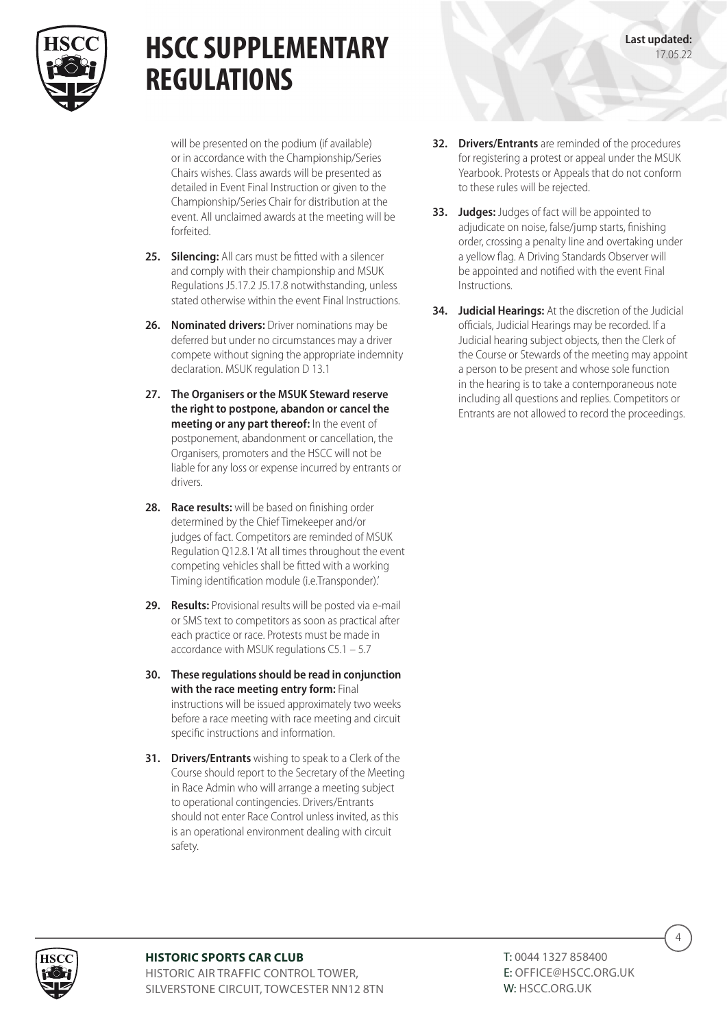will be presented on the podium (if available) or in accordance with the Championship/Series Chairs wishes. Class awards will be presented as detailed in Event Final Instruction or given to the Championship/Series Chair for distribution at the event. All unclaimed awards at the meeting will be forfeited.

25. **Silencing:** All cars must be fitted with a silencer and comply with their championship and MSUK Regulations J5.17.2 J5.17.8 notwithstanding, unless stated otherwise within the event Final Instructions.

26. **Nominated drivers:** Driver nominations may be deferred but under no circumstances may a driver compete without signing the appropriate indemnity declaration. MSUK regulation D 13.1

27. **The Organisers or the MSUK Steward reserve the right to postpone, abandon or cancel the meeting or any part thereof:** In the event of postponement, abandonment or cancellation, the Organisers, promoters and the HSCC will not be liable for any loss or expense incurred by entrants or drivers.

28. **Race results:** will be based on finishing order determined by the Chief Timekeeper and/or judges of fact. Competitors are reminded of MSUK Regulation Q12.8.1 'At all times throughout the event competing vehicles shall be fitted with a working Timing identification module (i.e.Transponder).'

29. **Results:** Provisional results will be posted via e-mail or SMS text to competitors as soon as practical after each practice or race. Protests must be made in accordance with MSUK regulations C5.1 – 5.7

30. **These regulations should be read in conjunction with the race meeting entry form:** Final instructions will be issued approximately two weeks before a race meeting with race meeting and circuit specific instructions and information.

31. **Drivers/Entrants** wishing to speak to a Clerk of the Course should report to the Secretary of the Meeting in Race Admin who will arrange a meeting subject to operational contingencies. Drivers/Entrants should not enter Race Control unless invited, as this is an operational environment dealing with circuit safety.

32. **Drivers/Entrants** are reminded of the procedures for registering a protest or appeal under the MSUK Yearbook. Protests or Appeals that do not conform to these rules will be rejected.

33. **Judges:** Judges of fact will be appointed to adjudicate on noise, false/jump starts, finishing order, crossing a penalty line and overtaking under a yellow flag. A Driving Standards Observer will be appointed and notified with the event Final Instructions.

34. **Judicial Hearings:** At the discretion of the Judicial officials, Judicial Hearings may be recorded. If a Judicial hearing subject objects, then the Clerk of the Course or Stewards of the meeting may appoint a person to be present and whose sole function in the hearing is to take a contemporaneous note including all questions and replies. Competitors or Entrants are not allowed to record the proceedings.